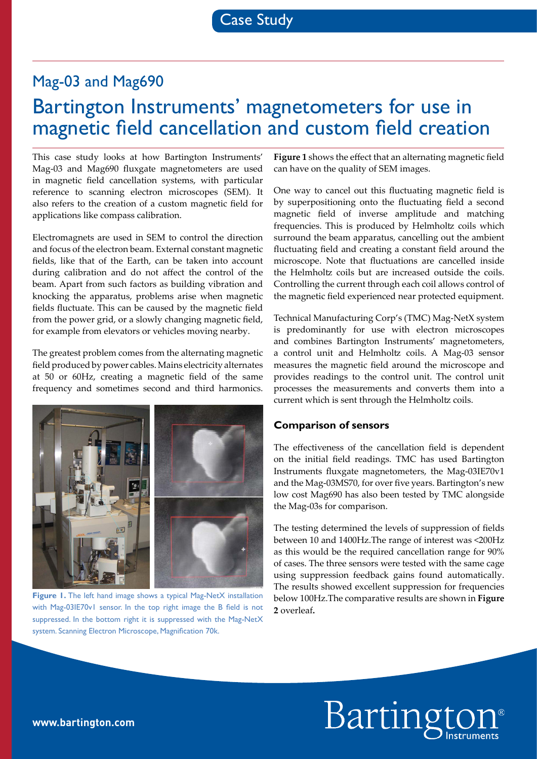Case Study

## Mag-03 and Mag690

# Bartington Instruments' magnetometers for use in magnetic field cancellation and custom field creation

This case study looks at how Bartington Instruments' Mag-03 and Mag690 fluxgate magnetometers are used in magnetic field cancellation systems, with particular reference to scanning electron microscopes (SEM). It also refers to the creation of a custom magnetic field for applications like compass calibration.

Electromagnets are used in SEM to control the direction and focus of the electron beam. External constant magnetic fields, like that of the Earth, can be taken into account during calibration and do not affect the control of the beam. Apart from such factors as building vibration and knocking the apparatus, problems arise when magnetic fields fluctuate. This can be caused by the magnetic field from the power grid, or a slowly changing magnetic field, for example from elevators or vehicles moving nearby.

The greatest problem comes from the alternating magnetic field produced by power cables. Mains electricity alternates at 50 or 60Hz, creating a magnetic field of the same frequency and sometimes second and third harmonics.

**Figure 1.** The left hand image shows a typical Mag-NetX installation with Mag-03IE70v1 sensor. In the top right image the B field is not suppressed. In the bottom right it is suppressed with the Mag-NetX system. Scanning Electron Microscope, Magnification 70k.

**Figure 1** shows the effect that an alternating magnetic field can have on the quality of SEM images.

One way to cancel out this fluctuating magnetic field is by superpositioning onto the fluctuating field a second magnetic field of inverse amplitude and matching frequencies. This is produced by Helmholtz coils which surround the beam apparatus, cancelling out the ambient fluctuating field and creating a constant field around the microscope. Note that fluctuations are cancelled inside the Helmholtz coils but are increased outside the coils. Controlling the current through each coil allows control of the magnetic field experienced near protected equipment.

Technical Manufacturing Corp's (TMC) Mag-NetX system is predominantly for use with electron microscopes and combines Bartington Instruments' magnetometers, a control unit and Helmholtz coils. A Mag-03 sensor measures the magnetic field around the microscope and provides readings to the control unit. The control unit processes the measurements and converts them into a current which is sent through the Helmholtz coils.

### Comparison of sensors

The effectiveness of the cancellation field is dependent on the initial field readings. TMC has used Bartington Instruments fluxgate magnetometers, the Mag-03IE70v1 and the Mag-03MS70, for over five years. Bartington's new low cost Mag690 has also been tested by TMC alongside the Mag-03s for comparison.

The testing determined the levels of suppression of fields between 10 and 1400Hz.The range of interest was <200Hz as this would be the required cancellation range for 90% of cases. The three sensors were tested with the same cage using suppression feedback gains found automatically. The results showed excellent suppression for frequencies below 100Hz.The comparative results are shown in **Figure 2** overleaf**.**

www.bartington.com

Bartington® Instruments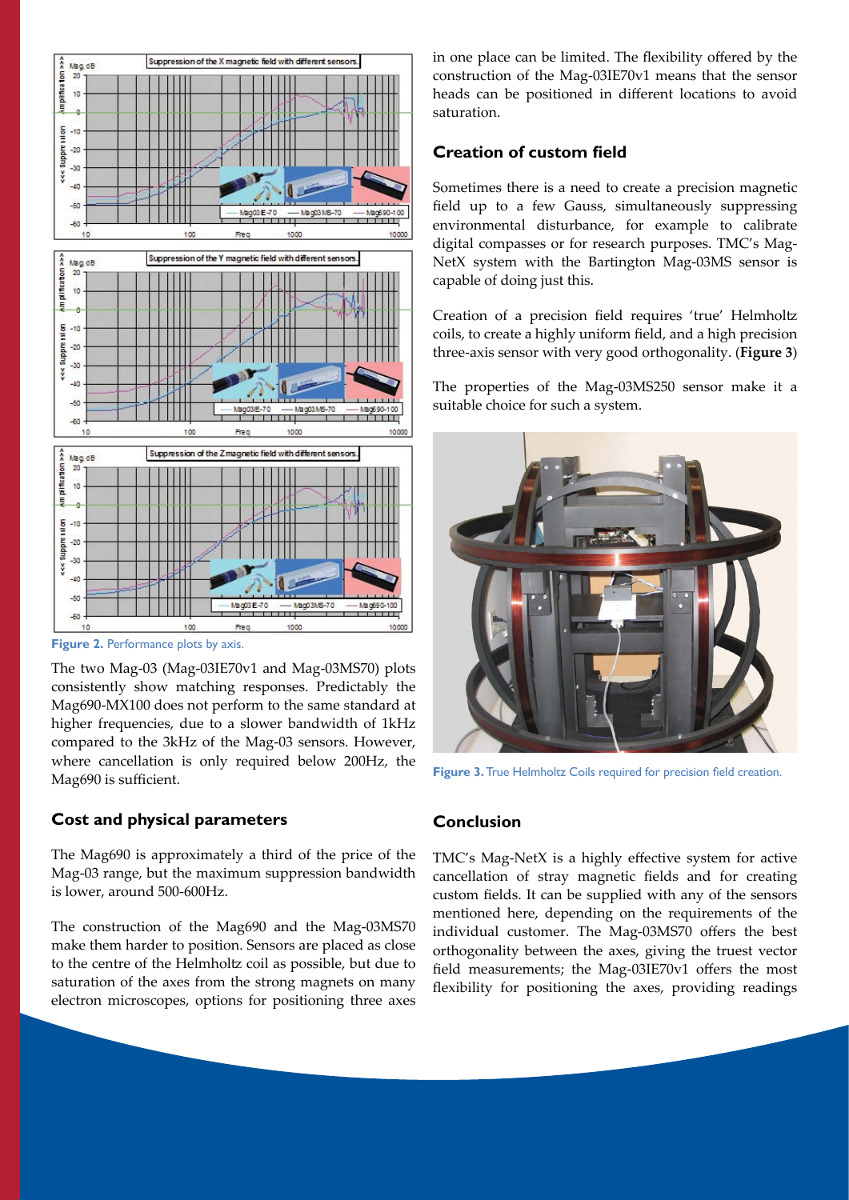Figure 2. Performance plots by axis.

The two Mag-03 (Mag-03IE70v1 and Mag-03MS70) plots consistently show matching responses. Predictably the Mag690-MX100 does not perform to the same standard at higher frequencies, due to a slower bandwidth of 1kHz compared to the 3kHz of the Mag-03 sensors. However, where cancellation is only required below 200Hz, the Mag690 is sufficient.

## Cost and physical parameters

The Mag690 is approximately a third of the price of the Mag-03 range, but the maximum suppression bandwidth is lower, around 500-600Hz.

The construction of the Mag690 and the Mag-03MS70 make them harder to position. Sensors are placed as close to the centre of the Helmholtz coil as possible, but due to saturation of the axes from the strong magnets on many electron microscopes, options for positioning three axes in one place can be limited. The flexibility offered by the construction of the Mag-03IE70v1 means that the sensor heads can be positioned in different locations to avoid saturation.

## Creation of custom field

Sometimes there is a need to create a precision magnetic field up to a few Gauss, simultaneously suppressing environmental disturbance, for example to calibrate digital compasses or for research purposes. TMC's Mag-NetX system with the Bartington Mag-03MS sensor is capable of doing just this.

Creation of a precision field requires 'true' Helmholtz coils, to create a highly uniform field, and a high precision three-axis sensor with very good orthogonality. (**Figure 3**)

The properties of the Mag-03MS250 sensor make it a suitable choice for such a system.

Figure 3. True Helmholtz Coils required for precision field creation.

## Conclusion

TMC's Mag-NetX is a highly effective system for active cancellation of stray magnetic fields and for creating custom fields. It can be supplied with any of the sensors mentioned here, depending on the requirements of the individual customer. The Mag-03MS70 offers the best orthogonality between the axes, giving the truest vector field measurements; the Mag-03IE70v1 offers the most flexibility for positioning the axes, providing readings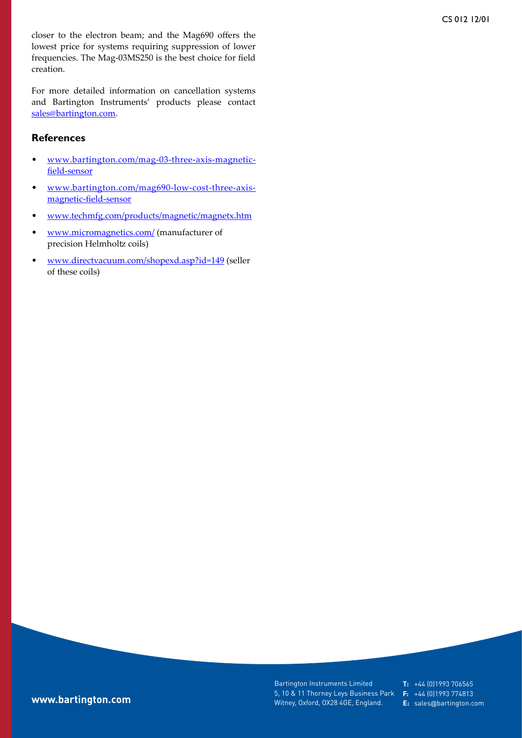closer to the electron beam; and the Mag690 offers the lowest price for systems requiring suppression of lower frequencies. The Mag-03MS250 is the best choice for field creation.

For more detailed information on cancellation systems and Bartington Instruments' products please contact sales@bartington.com.

## References

- www.bartington.com/mag-03-three-axis-magnetic-field-sensor
- www.bartington.com/mag690-low-cost-three-axis-magnetic-field-sensor
- www.techmfg.com/products/magnetic/magnetx.htm
- www.micromagnetics.com/ (manufacturer of precision Helmholtz coils)
- www.directvacuum.com/shopexd.asp?id=149 (seller of these coils)